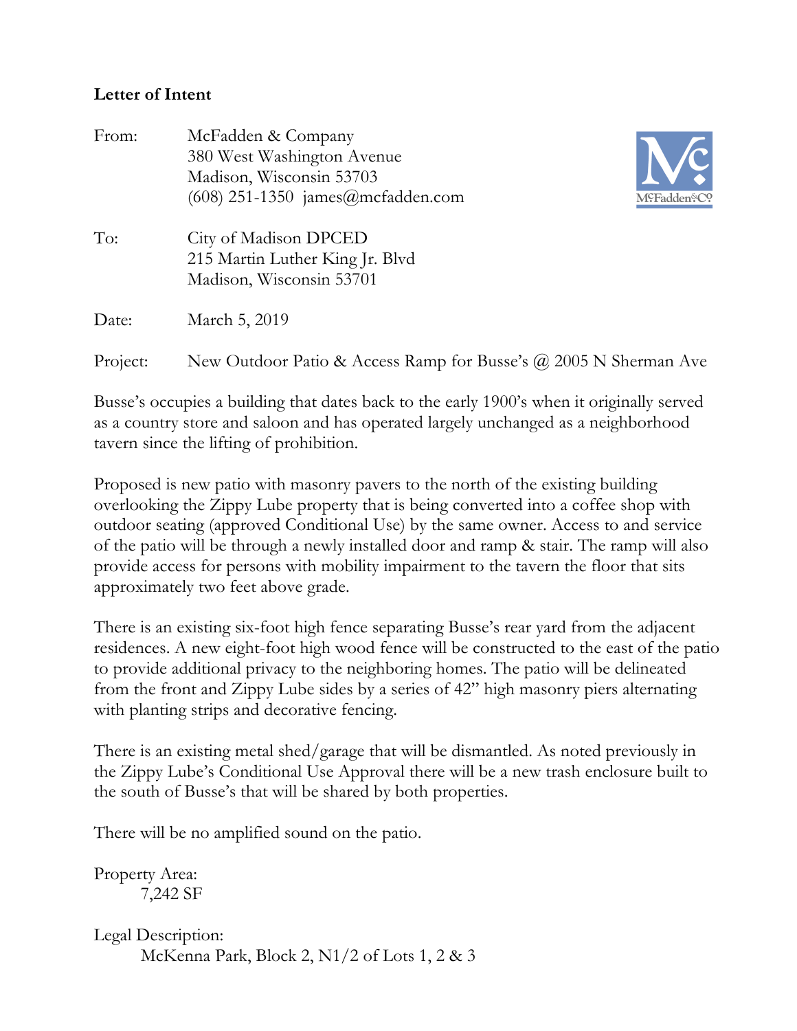**Letter of Intent**

From: McFadden & Company
380 West Washington Avenue
Madison, Wisconsin 53703
(608) 251-1350 james@mcfadden.com

To: City of Madison DPCED
215 Martin Luther King Jr. Blvd
Madison, Wisconsin 53701

Date: March 5, 2019

Project: New Outdoor Patio & Access Ramp for Busse's @ 2005 N Sherman Ave

Busse's occupies a building that dates back to the early 1900's when it originally served as a country store and saloon and has operated largely unchanged as a neighborhood tavern since the lifting of prohibition.

Proposed is new patio with masonry pavers to the north of the existing building overlooking the Zippy Lube property that is being converted into a coffee shop with outdoor seating (approved Conditional Use) by the same owner. Access to and service of the patio will be through a newly installed door and ramp & stair. The ramp will also provide access for persons with mobility impairment to the tavern the floor that sits approximately two feet above grade.

There is an existing six-foot high fence separating Busse's rear yard from the adjacent residences. A new eight-foot high wood fence will be constructed to the east of the patio to provide additional privacy to the neighboring homes. The patio will be delineated from the front and Zippy Lube sides by a series of 42" high masonry piers alternating with planting strips and decorative fencing.

There is an existing metal shed/garage that will be dismantled. As noted previously in the Zippy Lube's Conditional Use Approval there will be a new trash enclosure built to the south of Busse's that will be shared by both properties.

There will be no amplified sound on the patio.

Property Area:
7,242 SF

Legal Description:
McKenna Park, Block 2, N1/2 of Lots 1, 2 & 3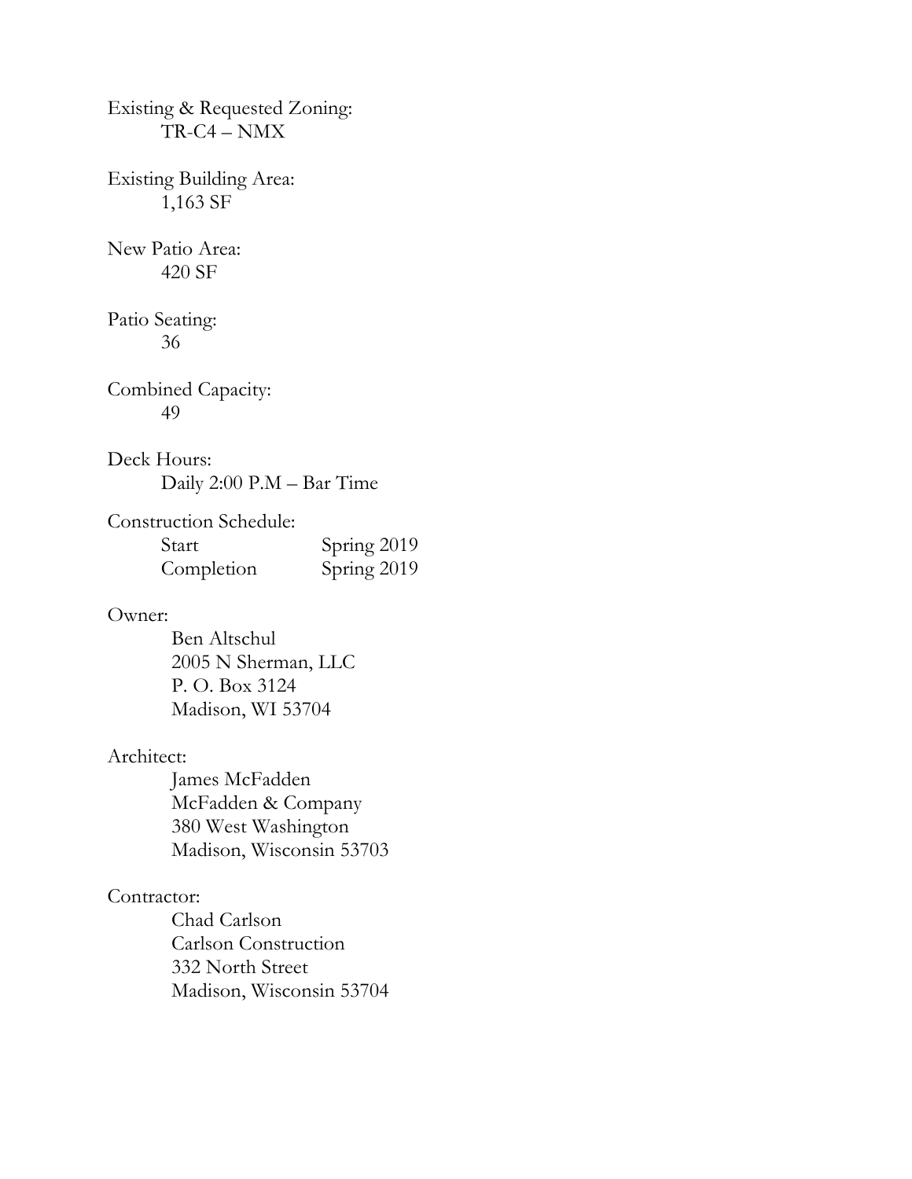Existing & Requested Zoning:
TR-C4 – NMX

Existing Building Area:
1,163 SF

New Patio Area:
420 SF

Patio Seating:
36

Combined Capacity:
49

Deck Hours:
Daily 2:00 P.M – Bar Time

Construction Schedule:

| | |
|---|---|
| Start | Spring 2019 |
| Completion | Spring 2019 |

Owner:
Ben Altschul
2005 N Sherman, LLC
P. O. Box 3124
Madison, WI 53704

Architect:
James McFadden
McFadden & Company
380 West Washington
Madison, Wisconsin 53703

Contractor:
Chad Carlson
Carlson Construction
332 North Street
Madison, Wisconsin 53704